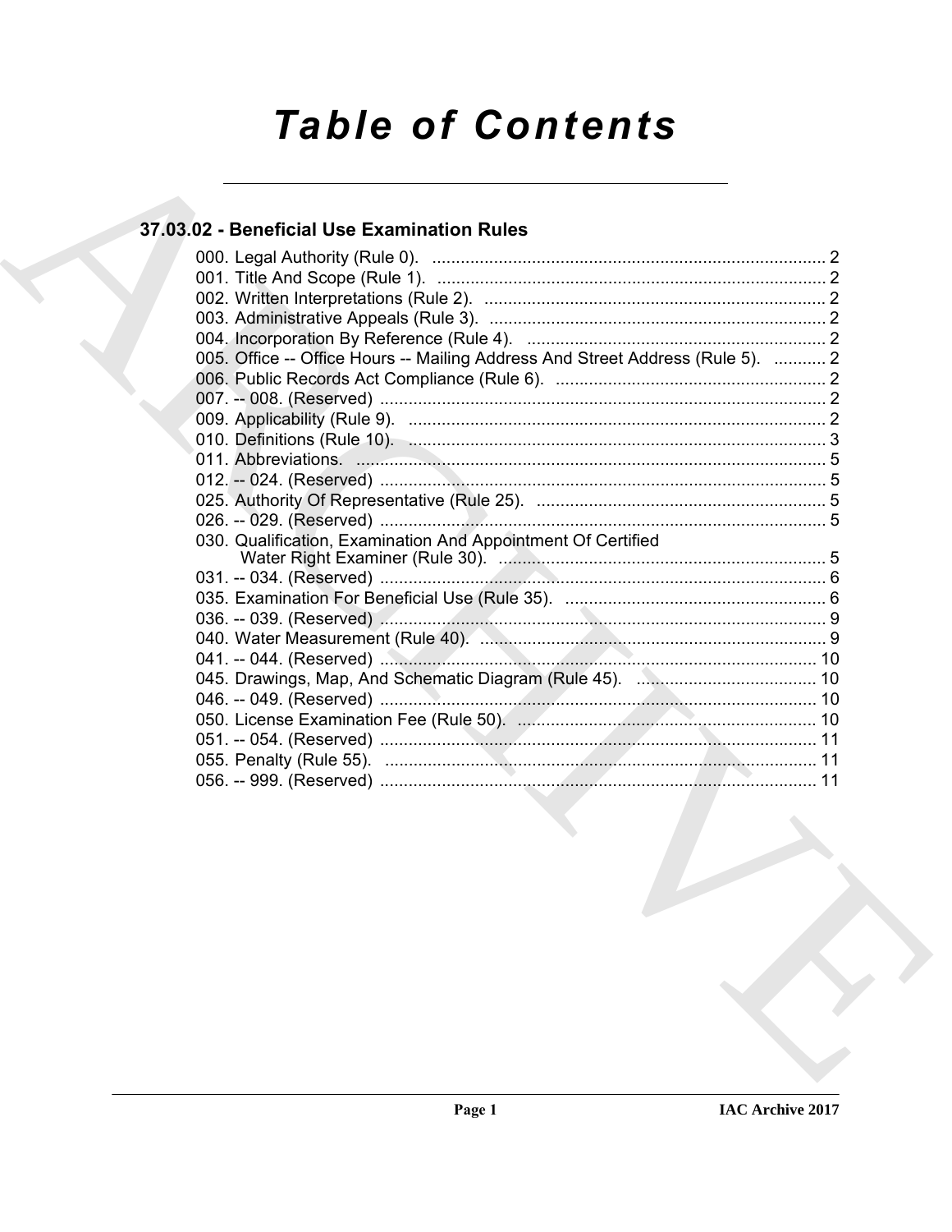# Table of Contents

## 37.03.02 - Beneficial Use Examination Rules

000. Legal Authority (Rule 0). .................................................................................... 2
001. Title And Scope (Rule 1). .................................................................................. 2
002. Written Interpretations (Rule 2). ........................................................................ 2
003. Administrative Appeals (Rule 3). ....................................................................... 2
004. Incorporation By Reference (Rule 4). ................................................................ 2
005. Office -- Office Hours -- Mailing Address And Street Address (Rule 5). ........... 2
006. Public Records Act Compliance (Rule 6). ......................................................... 2
007. -- 008. (Reserved) .............................................................................................. 2
009. Applicability (Rule 9). ........................................................................................ 2
010. Definitions (Rule 10). ........................................................................................ 3
011. Abbreviations. ................................................................................................... 5
012. -- 024. (Reserved) .............................................................................................. 5
025. Authority Of Representative (Rule 25). ............................................................. 5
026. -- 029. (Reserved) .............................................................................................. 5
030. Qualification, Examination And Appointment Of Certified Water Right Examiner (Rule 30). ..................................................................... 5
031. -- 034. (Reserved) .............................................................................................. 6
035. Examination For Beneficial Use (Rule 35). ....................................................... 6
036. -- 039. (Reserved) .............................................................................................. 9
040. Water Measurement (Rule 40). ......................................................................... 9
041. -- 044. (Reserved) ............................................................................................ 10
045. Drawings, Map, And Schematic Diagram (Rule 45). ...................................... 10
046. -- 049. (Reserved) ............................................................................................ 10
050. License Examination Fee (Rule 50). ............................................................... 10
051. -- 054. (Reserved) ............................................................................................ 11
055. Penalty (Rule 55). ........................................................................................... 11
056. -- 999. (Reserved) ............................................................................................ 11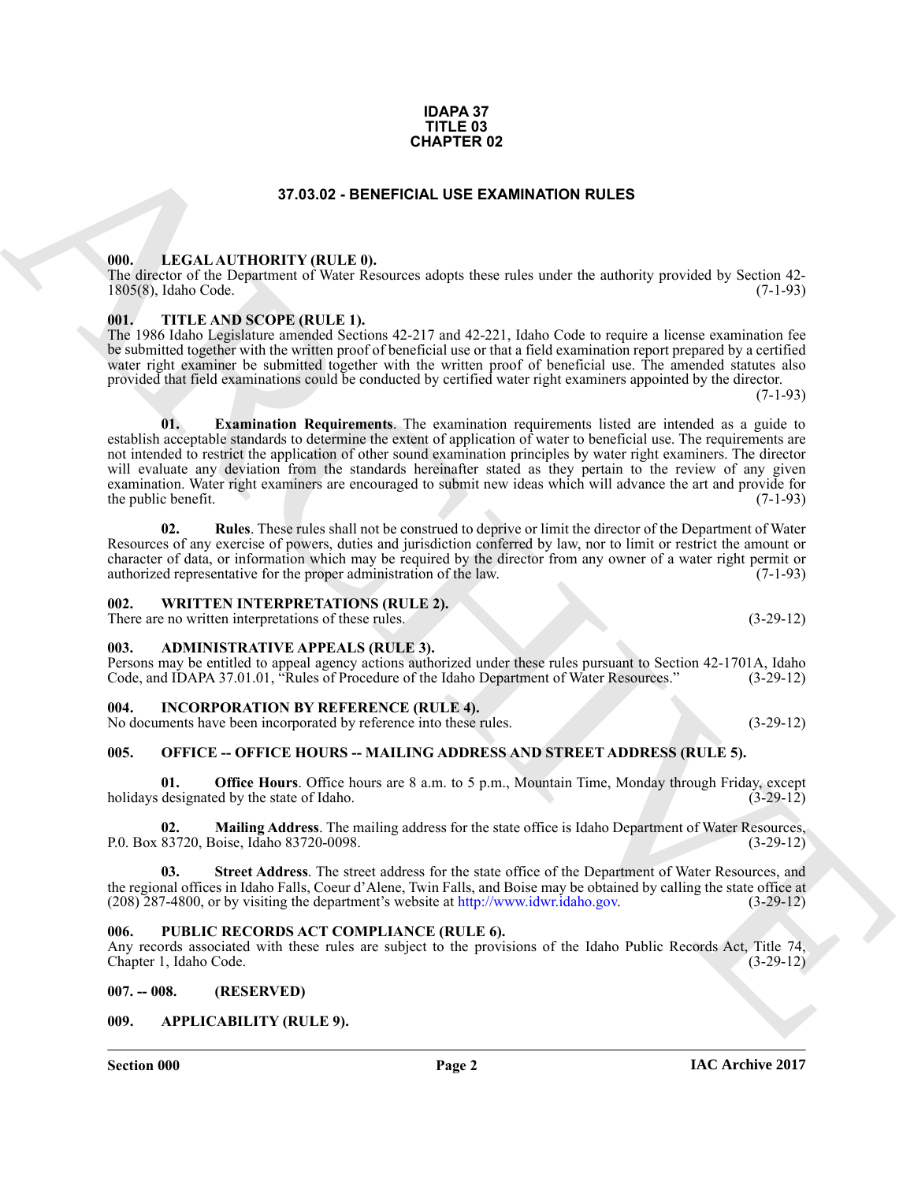**IDAPA 37**
**TITLE 03**
**CHAPTER 02**

# 37.03.02 - BENEFICIAL USE EXAMINATION RULES

## 000. LEGAL AUTHORITY (RULE 0).

The director of the Department of Water Resources adopts these rules under the authority provided by Section 42-1805(8), Idaho Code. (7-1-93)

## 001. TITLE AND SCOPE (RULE 1).

The 1986 Idaho Legislature amended Sections 42-217 and 42-221, Idaho Code to require a license examination fee be submitted together with the written proof of beneficial use or that a field examination report prepared by a certified water right examiner be submitted together with the written proof of beneficial use. The amended statutes also provided that field examinations could be conducted by certified water right examiners appointed by the director. (7-1-93)

**01. Examination Requirements**. The examination requirements listed are intended as a guide to establish acceptable standards to determine the extent of application of water to beneficial use. The requirements are not intended to restrict the application of other sound examination principles by water right examiners. The director will evaluate any deviation from the standards hereinafter stated as they pertain to the review of any given examination. Water right examiners are encouraged to submit new ideas which will advance the art and provide for the public benefit. (7-1-93)

**02. Rules**. These rules shall not be construed to deprive or limit the director of the Department of Water Resources of any exercise of powers, duties and jurisdiction conferred by law, nor to limit or restrict the amount or character of data, or information which may be required by the director from any owner of a water right permit or authorized representative for the proper administration of the law. (7-1-93)

## 002. WRITTEN INTERPRETATIONS (RULE 2).

There are no written interpretations of these rules. (3-29-12)

## 003. ADMINISTRATIVE APPEALS (RULE 3).

Persons may be entitled to appeal agency actions authorized under these rules pursuant to Section 42-1701A, Idaho Code, and IDAPA 37.01.01, "Rules of Procedure of the Idaho Department of Water Resources." (3-29-12)

## 004. INCORPORATION BY REFERENCE (RULE 4).

No documents have been incorporated by reference into these rules. (3-29-12)

## 005. OFFICE -- OFFICE HOURS -- MAILING ADDRESS AND STREET ADDRESS (RULE 5).

**01. Office Hours**. Office hours are 8 a.m. to 5 p.m., Mountain Time, Monday through Friday, except holidays designated by the state of Idaho. (3-29-12)

**02. Mailing Address**. The mailing address for the state office is Idaho Department of Water Resources, P.0. Box 83720, Boise, Idaho 83720-0098. (3-29-12)

**03. Street Address**. The street address for the state office of the Department of Water Resources, and the regional offices in Idaho Falls, Coeur d'Alene, Twin Falls, and Boise may be obtained by calling the state office at (208) 287-4800, or by visiting the department's website at http://www.idwr.idaho.gov. (3-29-12)

## 006. PUBLIC RECORDS ACT COMPLIANCE (RULE 6).

Any records associated with these rules are subject to the provisions of the Idaho Public Records Act, Title 74, Chapter 1, Idaho Code. (3-29-12)

## 007. -- 008. (RESERVED)

## 009. APPLICABILITY (RULE 9).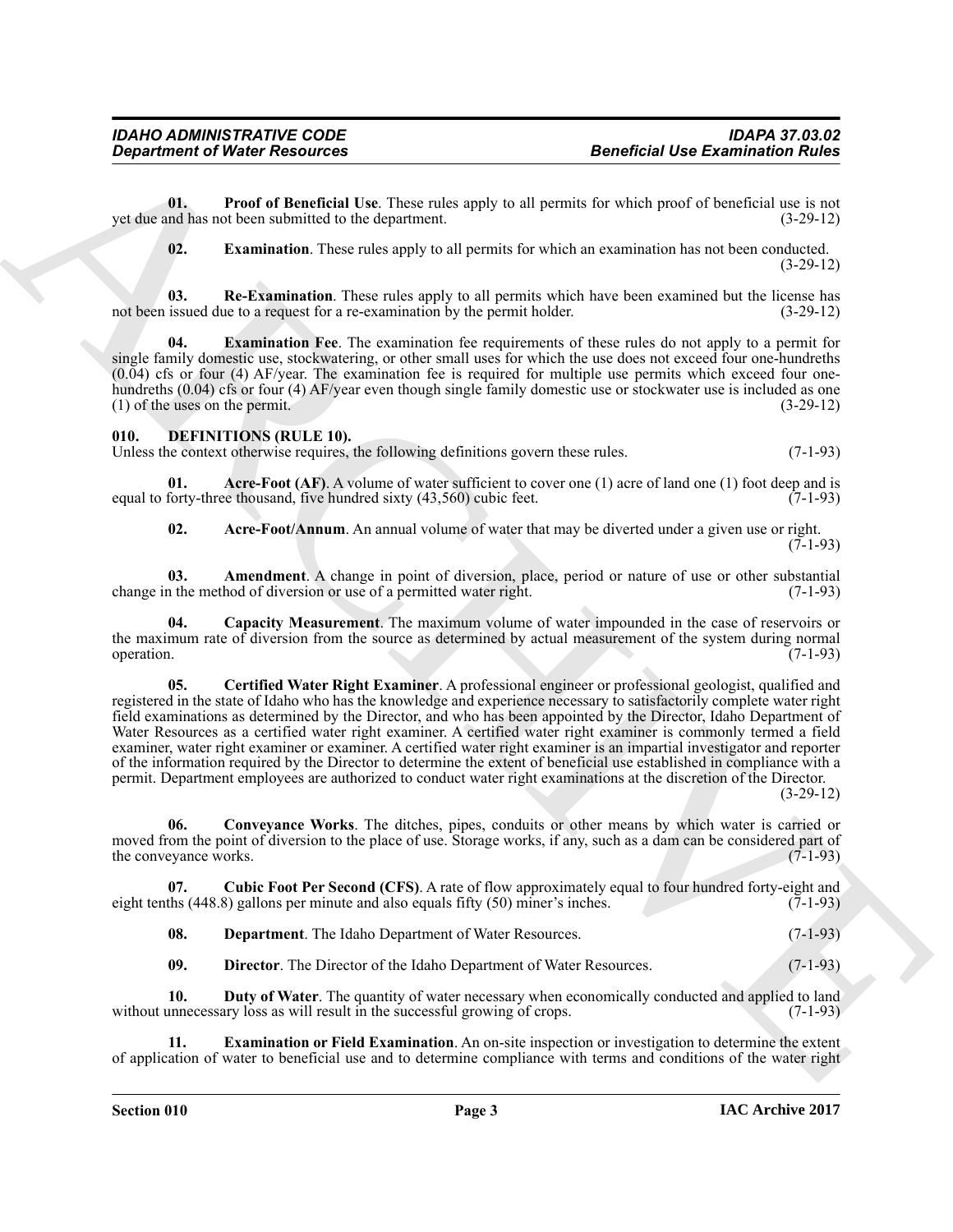**01. Proof of Beneficial Use**. These rules apply to all permits for which proof of beneficial use is not yet due and has not been submitted to the department. (3-29-12)

**02. Examination**. These rules apply to all permits for which an examination has not been conducted. (3-29-12)

**03. Re-Examination**. These rules apply to all permits which have been examined but the license has not been issued due to a request for a re-examination by the permit holder. (3-29-12)

**04. Examination Fee**. The examination fee requirements of these rules do not apply to a permit for single family domestic use, stockwatering, or other small uses for which the use does not exceed four one-hundreths (0.04) cfs or four (4) AF/year. The examination fee is required for multiple use permits which exceed four one-hundreths (0.04) cfs or four (4) AF/year even though single family domestic use or stockwater use is included as one (1) of the uses on the permit. (3-29-12)

## 010. DEFINITIONS (RULE 10).

Unless the context otherwise requires, the following definitions govern these rules. (7-1-93)

**01. Acre-Foot (AF)**. A volume of water sufficient to cover one (1) acre of land one (1) foot deep and is equal to forty-three thousand, five hundred sixty (43,560) cubic feet. (7-1-93)

**02. Acre-Foot/Annum**. An annual volume of water that may be diverted under a given use or right. (7-1-93)

**03. Amendment**. A change in point of diversion, place, period or nature of use or other substantial change in the method of diversion or use of a permitted water right. (7-1-93)

**04. Capacity Measurement**. The maximum volume of water impounded in the case of reservoirs or the maximum rate of diversion from the source as determined by actual measurement of the system during normal operation. (7-1-93)

**05. Certified Water Right Examiner**. A professional engineer or professional geologist, qualified and registered in the state of Idaho who has the knowledge and experience necessary to satisfactorily complete water right field examinations as determined by the Director, and who has been appointed by the Director, Idaho Department of Water Resources as a certified water right examiner. A certified water right examiner is commonly termed a field examiner, water right examiner or examiner. A certified water right examiner is an impartial investigator and reporter of the information required by the Director to determine the extent of beneficial use established in compliance with a permit. Department employees are authorized to conduct water right examinations at the discretion of the Director. (3-29-12)

**06. Conveyance Works**. The ditches, pipes, conduits or other means by which water is carried or moved from the point of diversion to the place of use. Storage works, if any, such as a dam can be considered part of the conveyance works. (7-1-93)

**07. Cubic Foot Per Second (CFS)**. A rate of flow approximately equal to four hundred forty-eight and eight tenths (448.8) gallons per minute and also equals fifty (50) miner's inches. (7-1-93)

**08. Department**. The Idaho Department of Water Resources. (7-1-93)

**09. Director**. The Director of the Idaho Department of Water Resources. (7-1-93)

**10. Duty of Water**. The quantity of water necessary when economically conducted and applied to land without unnecessary loss as will result in the successful growing of crops. (7-1-93)

**11. Examination or Field Examination**. An on-site inspection or investigation to determine the extent of application of water to beneficial use and to determine compliance with terms and conditions of the water right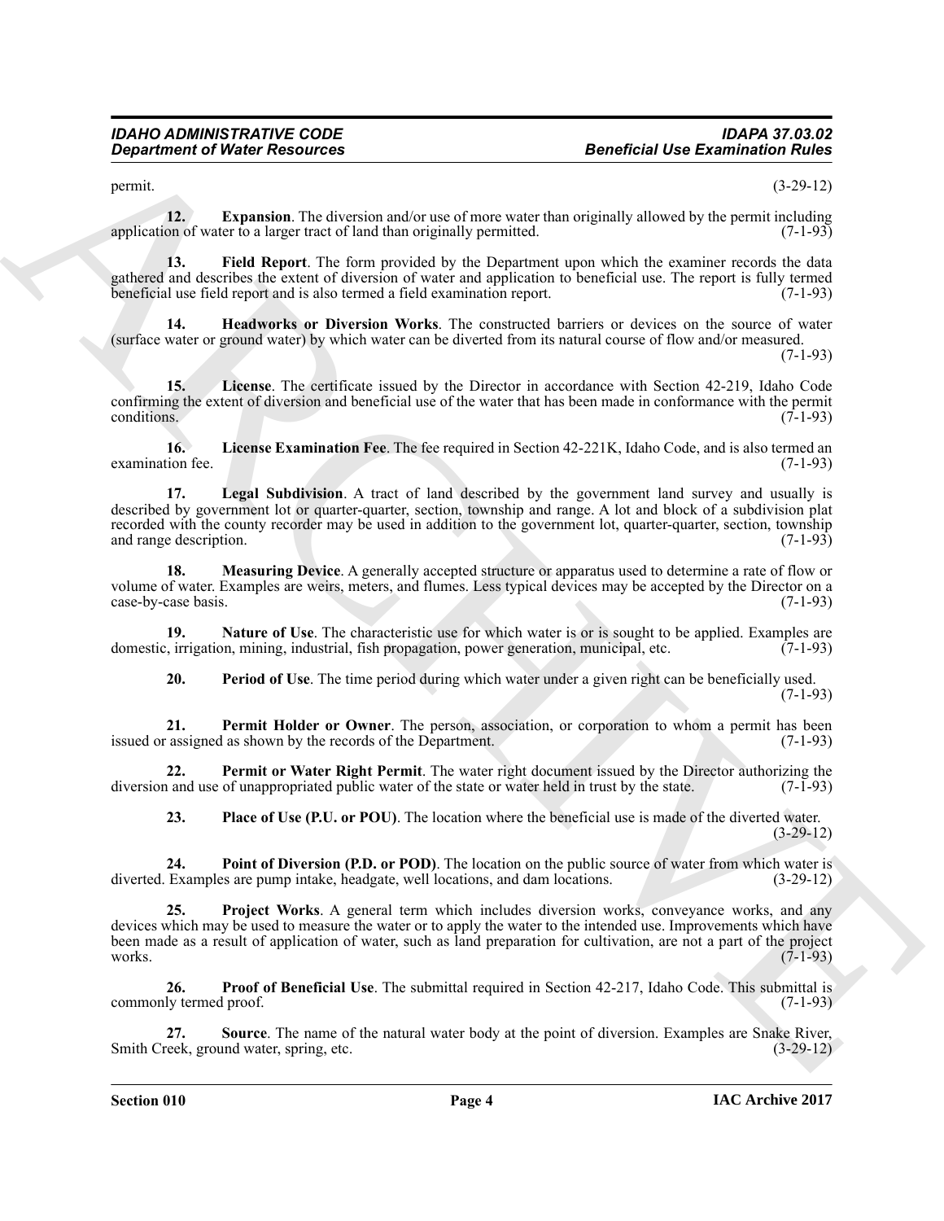permit. (3-29-12)

**12. Expansion**. The diversion and/or use of more water than originally allowed by the permit including application of water to a larger tract of land than originally permitted. (7-1-93)

**13. Field Report**. The form provided by the Department upon which the examiner records the data gathered and describes the extent of diversion of water and application to beneficial use. The report is fully termed beneficial use field report and is also termed a field examination report. (7-1-93)

**14. Headworks or Diversion Works**. The constructed barriers or devices on the source of water (surface water or ground water) by which water can be diverted from its natural course of flow and/or measured. (7-1-93)

**15. License**. The certificate issued by the Director in accordance with Section 42-219, Idaho Code confirming the extent of diversion and beneficial use of the water that has been made in conformance with the permit conditions. (7-1-93)

**16. License Examination Fee**. The fee required in Section 42-221K, Idaho Code, and is also termed an examination fee. (7-1-93)

**17. Legal Subdivision**. A tract of land described by the government land survey and usually is described by government lot or quarter-quarter, section, township and range. A lot and block of a subdivision plat recorded with the county recorder may be used in addition to the government lot, quarter-quarter, section, township and range description. (7-1-93)

**18. Measuring Device**. A generally accepted structure or apparatus used to determine a rate of flow or volume of water. Examples are weirs, meters, and flumes. Less typical devices may be accepted by the Director on a case-by-case basis. (7-1-93)

**19. Nature of Use**. The characteristic use for which water is or is sought to be applied. Examples are domestic, irrigation, mining, industrial, fish propagation, power generation, municipal, etc. (7-1-93)

**20. Period of Use**. The time period during which water under a given right can be beneficially used. (7-1-93)

**21. Permit Holder or Owner**. The person, association, or corporation to whom a permit has been issued or assigned as shown by the records of the Department. (7-1-93)

**22. Permit or Water Right Permit**. The water right document issued by the Director authorizing the diversion and use of unappropriated public water of the state or water held in trust by the state. (7-1-93)

**23. Place of Use (P.U. or POU)**. The location where the beneficial use is made of the diverted water. (3-29-12)

**24. Point of Diversion (P.D. or POD)**. The location on the public source of water from which water is diverted. Examples are pump intake, headgate, well locations, and dam locations. (3-29-12)

**25. Project Works**. A general term which includes diversion works, conveyance works, and any devices which may be used to measure the water or to apply the water to the intended use. Improvements which have been made as a result of application of water, such as land preparation for cultivation, are not a part of the project works. (7-1-93)

**26. Proof of Beneficial Use**. The submittal required in Section 42-217, Idaho Code. This submittal is commonly termed proof. (7-1-93)

**27. Source**. The name of the natural water body at the point of diversion. Examples are Snake River, Smith Creek, ground water, spring, etc. (3-29-12)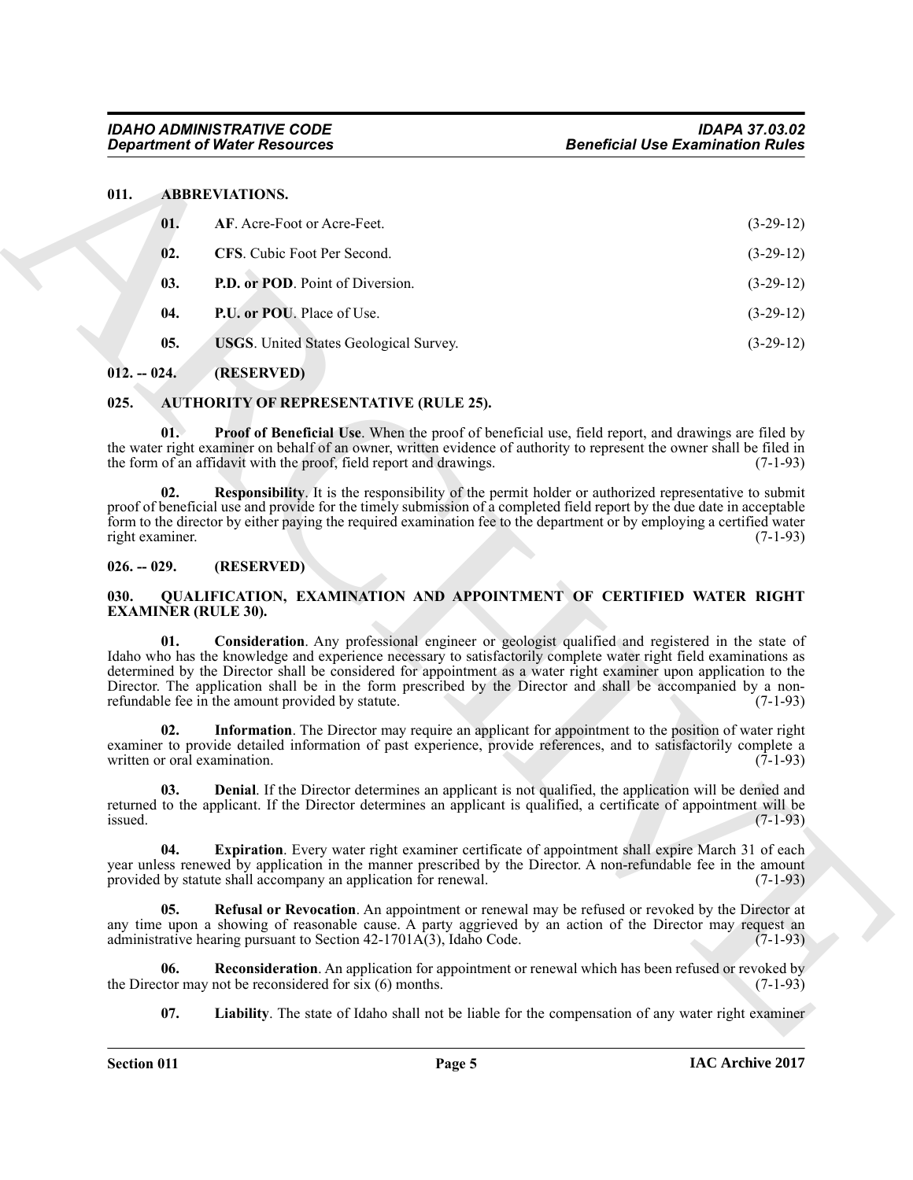## 011. ABBREVIATIONS.

**01.** **AF**. Acre-Foot or Acre-Feet. (3-29-12)

**02.** **CFS**. Cubic Foot Per Second. (3-29-12)

**03.** **P.D. or POD**. Point of Diversion. (3-29-12)

**04.** **P.U. or POU**. Place of Use. (3-29-12)

**05.** **USGS**. United States Geological Survey. (3-29-12)

## 012. -- 024. (RESERVED)

## 025. AUTHORITY OF REPRESENTATIVE (RULE 25).

**01.** **Proof of Beneficial Use**. When the proof of beneficial use, field report, and drawings are filed by the water right examiner on behalf of an owner, written evidence of authority to represent the owner shall be filed in the form of an affidavit with the proof, field report and drawings. (7-1-93)

**02.** **Responsibility**. It is the responsibility of the permit holder or authorized representative to submit proof of beneficial use and provide for the timely submission of a completed field report by the due date in acceptable form to the director by either paying the required examination fee to the department or by employing a certified water right examiner. (7-1-93)

## 026. -- 029. (RESERVED)

## 030. QUALIFICATION, EXAMINATION AND APPOINTMENT OF CERTIFIED WATER RIGHT EXAMINER (RULE 30).

**01.** **Consideration**. Any professional engineer or geologist qualified and registered in the state of Idaho who has the knowledge and experience necessary to satisfactorily complete water right field examinations as determined by the Director shall be considered for appointment as a water right examiner upon application to the Director. The application shall be in the form prescribed by the Director and shall be accompanied by a non-refundable fee in the amount provided by statute. (7-1-93)

**02.** **Information**. The Director may require an applicant for appointment to the position of water right examiner to provide detailed information of past experience, provide references, and to satisfactorily complete a written or oral examination. (7-1-93)

**03.** **Denial**. If the Director determines an applicant is not qualified, the application will be denied and returned to the applicant. If the Director determines an applicant is qualified, a certificate of appointment will be issued. (7-1-93)

**04.** **Expiration**. Every water right examiner certificate of appointment shall expire March 31 of each year unless renewed by application in the manner prescribed by the Director. A non-refundable fee in the amount provided by statute shall accompany an application for renewal. (7-1-93)

**05.** **Refusal or Revocation**. An appointment or renewal may be refused or revoked by the Director at any time upon a showing of reasonable cause. A party aggrieved by an action of the Director may request an administrative hearing pursuant to Section 42-1701A(3), Idaho Code. (7-1-93)

**06.** **Reconsideration**. An application for appointment or renewal which has been refused or revoked by the Director may not be reconsidered for six (6) months. (7-1-93)

**07.** **Liability**. The state of Idaho shall not be liable for the compensation of any water right examiner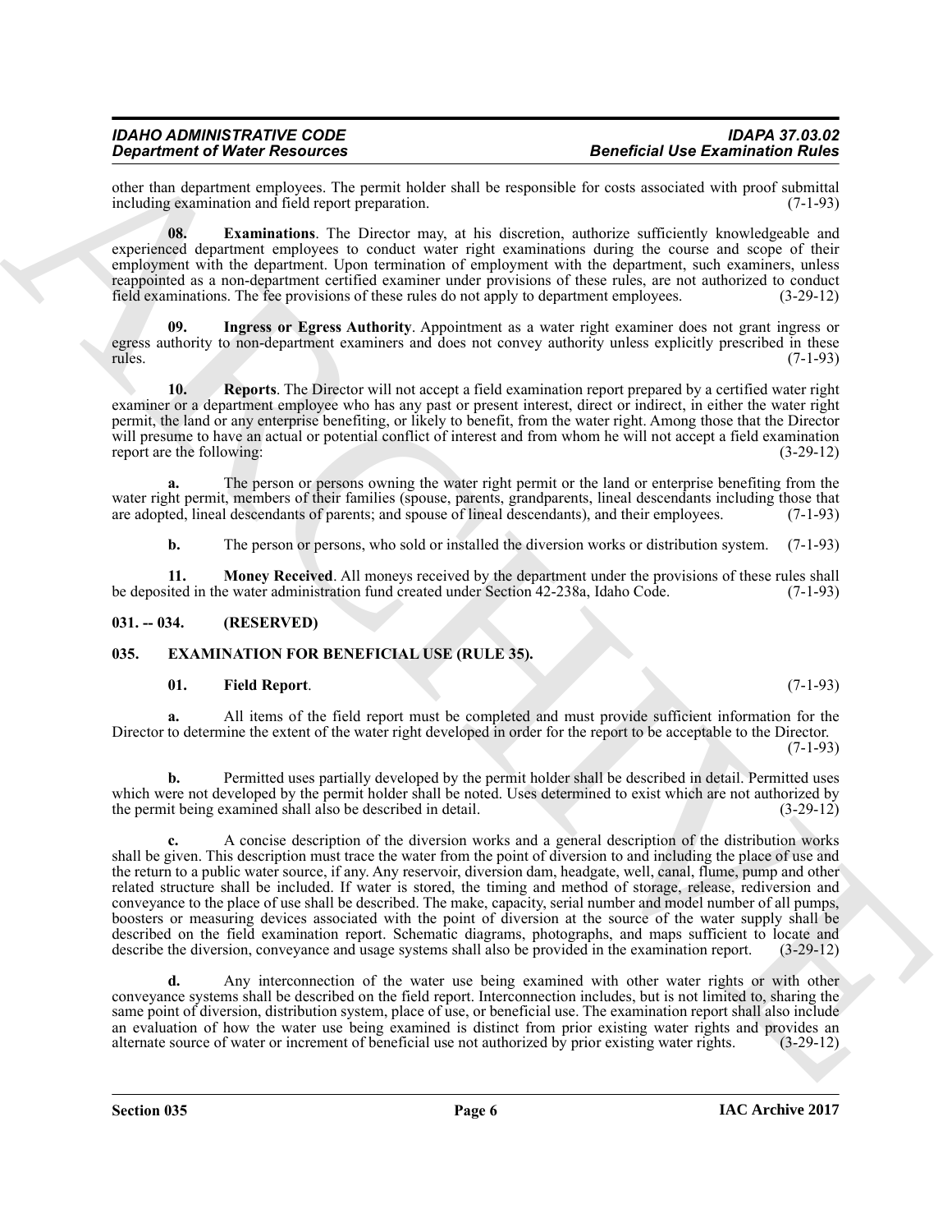other than department employees. The permit holder shall be responsible for costs associated with proof submittal including examination and field report preparation. (7-1-93)

**08. Examinations**. The Director may, at his discretion, authorize sufficiently knowledgeable and experienced department employees to conduct water right examinations during the course and scope of their employment with the department. Upon termination of employment with the department, such examiners, unless reappointed as a non-department certified examiner under provisions of these rules, are not authorized to conduct field examinations. The fee provisions of these rules do not apply to department employees. (3-29-12)

**09. Ingress or Egress Authority**. Appointment as a water right examiner does not grant ingress or egress authority to non-department examiners and does not convey authority unless explicitly prescribed in these rules. (7-1-93)

**10. Reports**. The Director will not accept a field examination report prepared by a certified water right examiner or a department employee who has any past or present interest, direct or indirect, in either the water right permit, the land or any enterprise benefiting, or likely to benefit, from the water right. Among those that the Director will presume to have an actual or potential conflict of interest and from whom he will not accept a field examination report are the following: (3-29-12)

**a.** The person or persons owning the water right permit or the land or enterprise benefiting from the water right permit, members of their families (spouse, parents, grandparents, lineal descendants including those that are adopted, lineal descendants of parents; and spouse of lineal descendants), and their employees. (7-1-93)

**b.** The person or persons, who sold or installed the diversion works or distribution system. (7-1-93)

**11. Money Received**. All moneys received by the department under the provisions of these rules shall be deposited in the water administration fund created under Section 42-238a, Idaho Code. (7-1-93)

## 031. -- 034. (RESERVED)

## 035. EXAMINATION FOR BENEFICIAL USE (RULE 35).

**01. Field Report**. (7-1-93)

**a.** All items of the field report must be completed and must provide sufficient information for the Director to determine the extent of the water right developed in order for the report to be acceptable to the Director. (7-1-93)

**b.** Permitted uses partially developed by the permit holder shall be described in detail. Permitted uses which were not developed by the permit holder shall be noted. Uses determined to exist which are not authorized by the permit being examined shall also be described in detail. (3-29-12)

**c.** A concise description of the diversion works and a general description of the distribution works shall be given. This description must trace the water from the point of diversion to and including the place of use and the return to a public water source, if any. Any reservoir, diversion dam, headgate, well, canal, flume, pump and other related structure shall be included. If water is stored, the timing and method of storage, release, rediversion and conveyance to the place of use shall be described. The make, capacity, serial number and model number of all pumps, boosters or measuring devices associated with the point of diversion at the source of the water supply shall be described on the field examination report. Schematic diagrams, photographs, and maps sufficient to locate and describe the diversion, conveyance and usage systems shall also be provided in the examination report. (3-29-12)

**d.** Any interconnection of the water use being examined with other water rights or with other conveyance systems shall be described on the field report. Interconnection includes, but is not limited to, sharing the same point of diversion, distribution system, place of use, or beneficial use. The examination report shall also include an evaluation of how the water use being examined is distinct from prior existing water rights and provides an alternate source of water or increment of beneficial use not authorized by prior existing water rights. (3-29-12)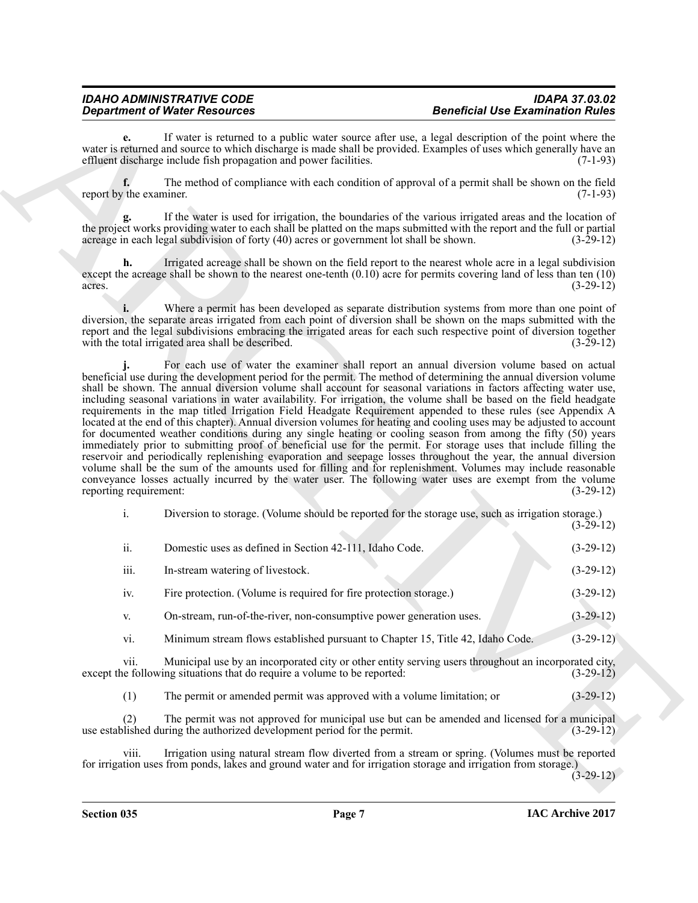**e.** If water is returned to a public water source after use, a legal description of the point where the water is returned and source to which discharge is made shall be provided. Examples of uses which generally have an effluent discharge include fish propagation and power facilities. (7-1-93)

**f.** The method of compliance with each condition of approval of a permit shall be shown on the field report by the examiner. (7-1-93)

**g.** If the water is used for irrigation, the boundaries of the various irrigated areas and the location of the project works providing water to each shall be platted on the maps submitted with the report and the full or partial acreage in each legal subdivision of forty (40) acres or government lot shall be shown. (3-29-12)

**h.** Irrigated acreage shall be shown on the field report to the nearest whole acre in a legal subdivision except the acreage shall be shown to the nearest one-tenth (0.10) acre for permits covering land of less than ten (10) acres. (3-29-12)

**i.** Where a permit has been developed as separate distribution systems from more than one point of diversion, the separate areas irrigated from each point of diversion shall be shown on the maps submitted with the report and the legal subdivisions embracing the irrigated areas for each such respective point of diversion together with the total irrigated area shall be described. (3-29-12)

**j.** For each use of water the examiner shall report an annual diversion volume based on actual beneficial use during the development period for the permit. The method of determining the annual diversion volume shall be shown. The annual diversion volume shall account for seasonal variations in factors affecting water use, including seasonal variations in water availability. For irrigation, the volume shall be based on the field headgate requirements in the map titled Irrigation Field Headgate Requirement appended to these rules (see Appendix A located at the end of this chapter). Annual diversion volumes for heating and cooling uses may be adjusted to account for documented weather conditions during any single heating or cooling season from among the fifty (50) years immediately prior to submitting proof of beneficial use for the permit. For storage uses that include filling the reservoir and periodically replenishing evaporation and seepage losses throughout the year, the annual diversion volume shall be the sum of the amounts used for filling and for replenishment. Volumes may include reasonable conveyance losses actually incurred by the water user. The following water uses are exempt from the volume reporting requirement: (3-29-12)

i. Diversion to storage. (Volume should be reported for the storage use, such as irrigation storage.) (3-29-12)

ii. Domestic uses as defined in Section 42-111, Idaho Code. (3-29-12)

iii. In-stream watering of livestock. (3-29-12)

iv. Fire protection. (Volume is required for fire protection storage.) (3-29-12)

v. On-stream, run-of-the-river, non-consumptive power generation uses. (3-29-12)

vi. Minimum stream flows established pursuant to Chapter 15, Title 42, Idaho Code. (3-29-12)

vii. Municipal use by an incorporated city or other entity serving users throughout an incorporated city, except the following situations that do require a volume to be reported: (3-29-12)

(1) The permit or amended permit was approved with a volume limitation; or (3-29-12)

(2) The permit was not approved for municipal use but can be amended and licensed for a municipal use established during the authorized development period for the permit. (3-29-12)

viii. Irrigation using natural stream flow diverted from a stream or spring. (Volumes must be reported for irrigation uses from ponds, lakes and ground water and for irrigation storage and irrigation from storage.) (3-29-12)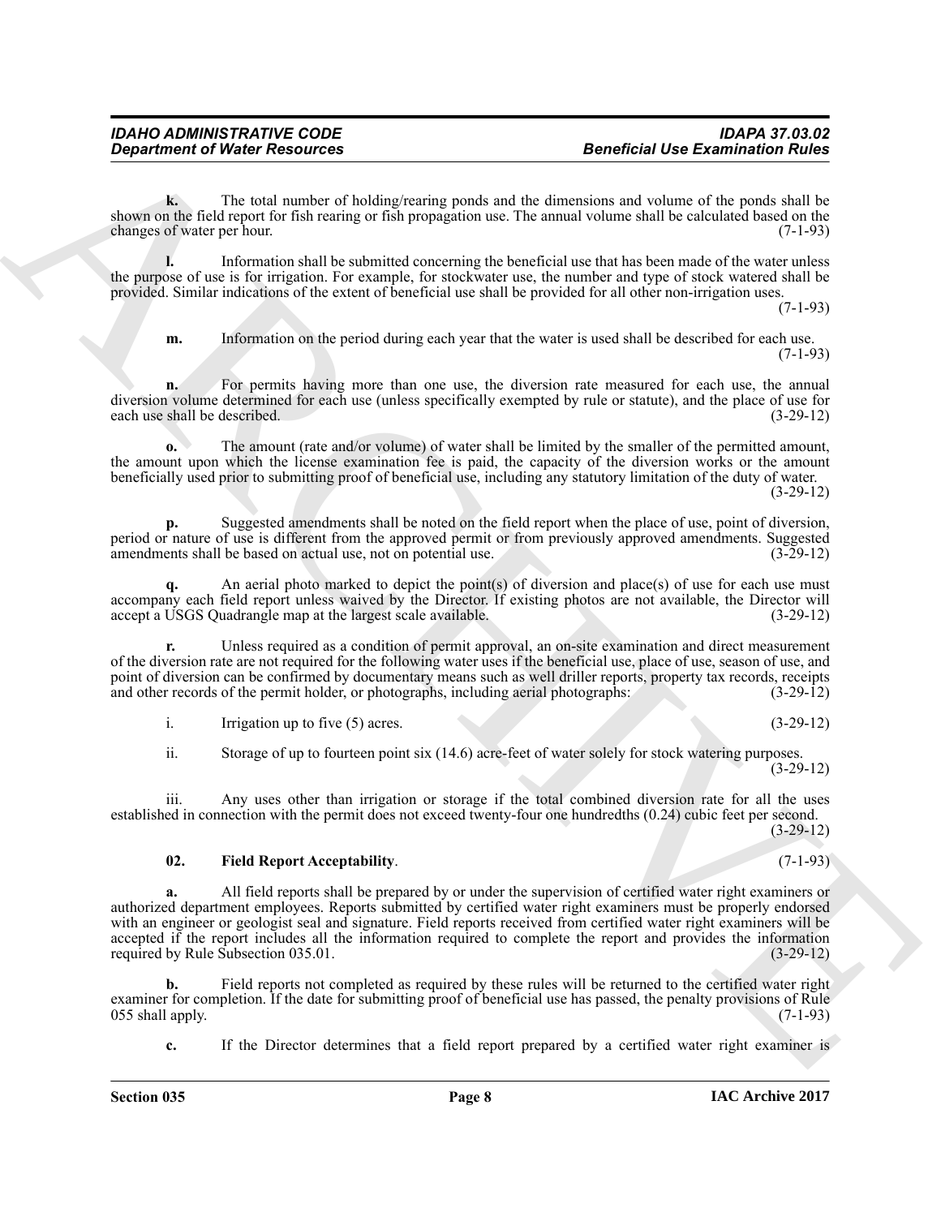**k.** The total number of holding/rearing ponds and the dimensions and volume of the ponds shall be shown on the field report for fish rearing or fish propagation use. The annual volume shall be calculated based on the changes of water per hour. (7-1-93)

**l.** Information shall be submitted concerning the beneficial use that has been made of the water unless the purpose of use is for irrigation. For example, for stockwater use, the number and type of stock watered shall be provided. Similar indications of the extent of beneficial use shall be provided for all other non-irrigation uses. (7-1-93)

**m.** Information on the period during each year that the water is used shall be described for each use. (7-1-93)

**n.** For permits having more than one use, the diversion rate measured for each use, the annual diversion volume determined for each use (unless specifically exempted by rule or statute), and the place of use for each use shall be described. (3-29-12)

**o.** The amount (rate and/or volume) of water shall be limited by the smaller of the permitted amount, the amount upon which the license examination fee is paid, the capacity of the diversion works or the amount beneficially used prior to submitting proof of beneficial use, including any statutory limitation of the duty of water. (3-29-12)

**p.** Suggested amendments shall be noted on the field report when the place of use, point of diversion, period or nature of use is different from the approved permit or from previously approved amendments. Suggested amendments shall be based on actual use, not on potential use. (3-29-12)

**q.** An aerial photo marked to depict the point(s) of diversion and place(s) of use for each use must accompany each field report unless waived by the Director. If existing photos are not available, the Director will accept a USGS Quadrangle map at the largest scale available. (3-29-12)

**r.** Unless required as a condition of permit approval, an on-site examination and direct measurement of the diversion rate are not required for the following water uses if the beneficial use, place of use, season of use, and point of diversion can be confirmed by documentary means such as well driller reports, property tax records, receipts and other records of the permit holder, or photographs, including aerial photographs: (3-29-12)

i. Irrigation up to five (5) acres. (3-29-12)

ii. Storage of up to fourteen point six (14.6) acre-feet of water solely for stock watering purposes. (3-29-12)

iii. Any uses other than irrigation or storage if the total combined diversion rate for all the uses established in connection with the permit does not exceed twenty-four one hundredths (0.24) cubic feet per second. (3-29-12)

**02. Field Report Acceptability**. (7-1-93)

**a.** All field reports shall be prepared by or under the supervision of certified water right examiners or authorized department employees. Reports submitted by certified water right examiners must be properly endorsed with an engineer or geologist seal and signature. Field reports received from certified water right examiners will be accepted if the report includes all the information required to complete the report and provides the information required by Rule Subsection 035.01. (3-29-12)

**b.** Field reports not completed as required by these rules will be returned to the certified water right examiner for completion. If the date for submitting proof of beneficial use has passed, the penalty provisions of Rule 055 shall apply. (7-1-93)

**c.** If the Director determines that a field report prepared by a certified water right examiner is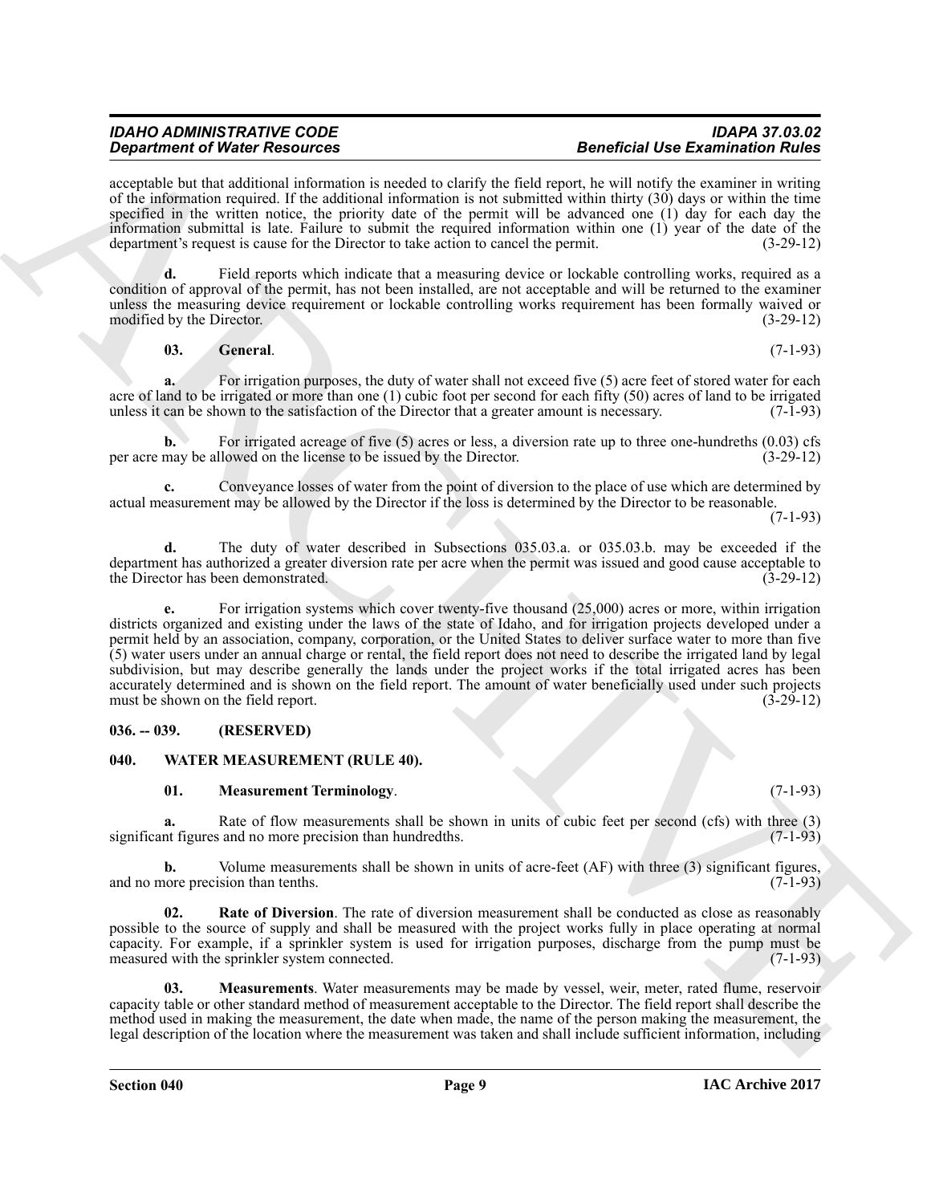acceptable but that additional information is needed to clarify the field report, he will notify the examiner in writing of the information required. If the additional information is not submitted within thirty (30) days or within the time specified in the written notice, the priority date of the permit will be advanced one (1) day for each day the information submittal is late. Failure to submit the required information within one (1) year of the date of the department's request is cause for the Director to take action to cancel the permit. (3-29-12)

**d.** Field reports which indicate that a measuring device or lockable controlling works, required as a condition of approval of the permit, has not been installed, are not acceptable and will be returned to the examiner unless the measuring device requirement or lockable controlling works requirement has been formally waived or modified by the Director. (3-29-12)

**03. General**. (7-1-93)

**a.** For irrigation purposes, the duty of water shall not exceed five (5) acre feet of stored water for each acre of land to be irrigated or more than one (1) cubic foot per second for each fifty (50) acres of land to be irrigated unless it can be shown to the satisfaction of the Director that a greater amount is necessary. (7-1-93)

**b.** For irrigated acreage of five (5) acres or less, a diversion rate up to three one-hundreths (0.03) cfs per acre may be allowed on the license to be issued by the Director. (3-29-12)

**c.** Conveyance losses of water from the point of diversion to the place of use which are determined by actual measurement may be allowed by the Director if the loss is determined by the Director to be reasonable. (7-1-93)

**d.** The duty of water described in Subsections 035.03.a. or 035.03.b. may be exceeded if the department has authorized a greater diversion rate per acre when the permit was issued and good cause acceptable to the Director has been demonstrated. (3-29-12)

**e.** For irrigation systems which cover twenty-five thousand (25,000) acres or more, within irrigation districts organized and existing under the laws of the state of Idaho, and for irrigation projects developed under a permit held by an association, company, corporation, or the United States to deliver surface water to more than five (5) water users under an annual charge or rental, the field report does not need to describe the irrigated land by legal subdivision, but may describe generally the lands under the project works if the total irrigated acres has been accurately determined and is shown on the field report. The amount of water beneficially used under such projects must be shown on the field report. (3-29-12)

## 036. -- 039. (RESERVED)

## 040. WATER MEASUREMENT (RULE 40).

**01. Measurement Terminology**. (7-1-93)

**a.** Rate of flow measurements shall be shown in units of cubic feet per second (cfs) with three (3) significant figures and no more precision than hundredths. (7-1-93)

**b.** Volume measurements shall be shown in units of acre-feet (AF) with three (3) significant figures, and no more precision than tenths. (7-1-93)

**02. Rate of Diversion**. The rate of diversion measurement shall be conducted as close as reasonably possible to the source of supply and shall be measured with the project works fully in place operating at normal capacity. For example, if a sprinkler system is used for irrigation purposes, discharge from the pump must be measured with the sprinkler system connected. (7-1-93)

**03. Measurements**. Water measurements may be made by vessel, weir, meter, rated flume, reservoir capacity table or other standard method of measurement acceptable to the Director. The field report shall describe the method used in making the measurement, the date when made, the name of the person making the measurement, the legal description of the location where the measurement was taken and shall include sufficient information, including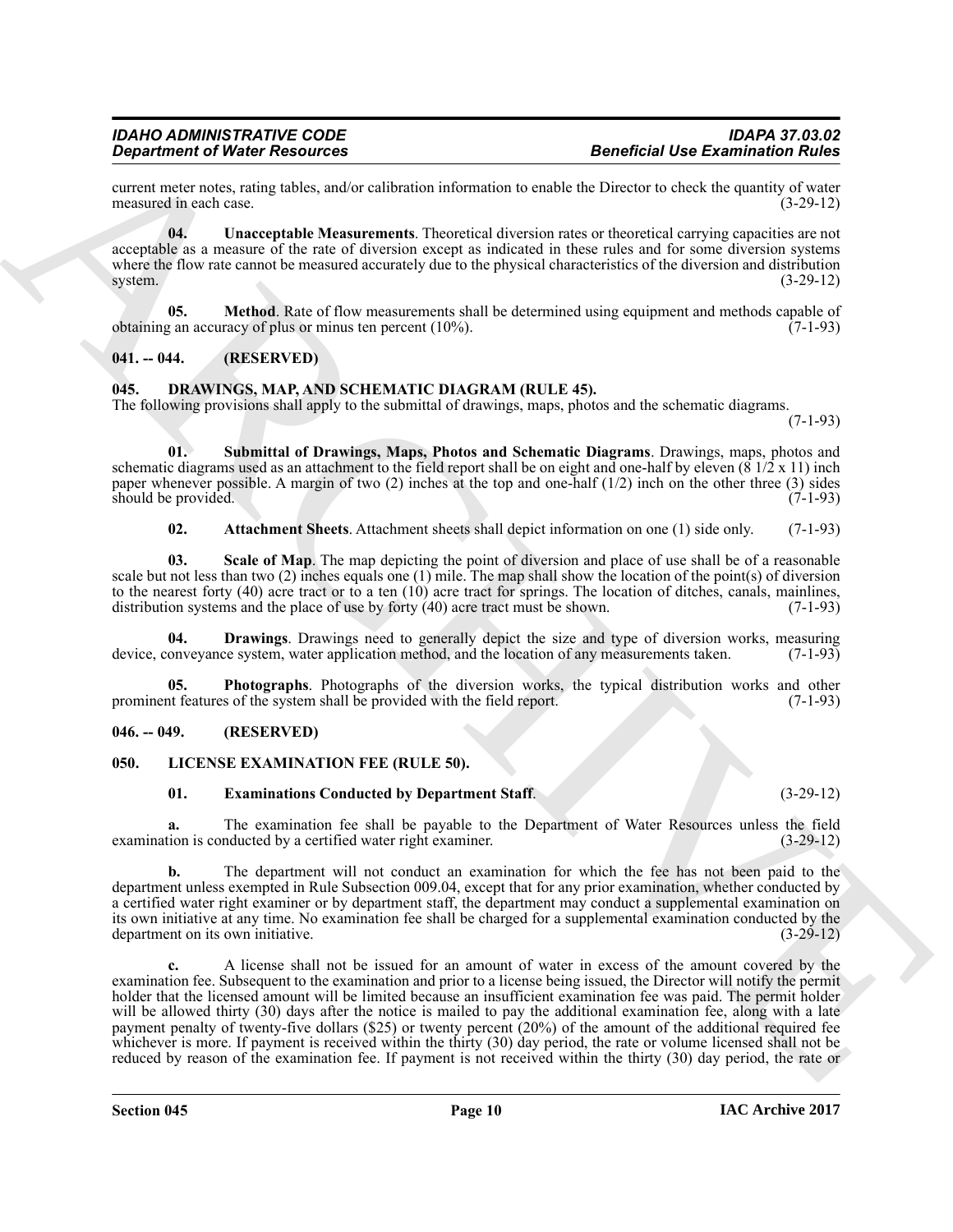current meter notes, rating tables, and/or calibration information to enable the Director to check the quantity of water measured in each case. (3-29-12)

**04. Unacceptable Measurements**. Theoretical diversion rates or theoretical carrying capacities are not acceptable as a measure of the rate of diversion except as indicated in these rules and for some diversion systems where the flow rate cannot be measured accurately due to the physical characteristics of the diversion and distribution system. (3-29-12)

**05. Method**. Rate of flow measurements shall be determined using equipment and methods capable of obtaining an accuracy of plus or minus ten percent (10%). (7-1-93)

## 041. -- 044. (RESERVED)

## 045. DRAWINGS, MAP, AND SCHEMATIC DIAGRAM (RULE 45).

The following provisions shall apply to the submittal of drawings, maps, photos and the schematic diagrams. (7-1-93)

**01. Submittal of Drawings, Maps, Photos and Schematic Diagrams**. Drawings, maps, photos and schematic diagrams used as an attachment to the field report shall be on eight and one-half by eleven (8 1/2 x 11) inch paper whenever possible. A margin of two (2) inches at the top and one-half (1/2) inch on the other three (3) sides should be provided. (7-1-93)

**02. Attachment Sheets**. Attachment sheets shall depict information on one (1) side only. (7-1-93)

**03. Scale of Map**. The map depicting the point of diversion and place of use shall be of a reasonable scale but not less than two (2) inches equals one (1) mile. The map shall show the location of the point(s) of diversion to the nearest forty (40) acre tract or to a ten (10) acre tract for springs. The location of ditches, canals, mainlines, distribution systems and the place of use by forty (40) acre tract must be shown. (7-1-93)

**04. Drawings**. Drawings need to generally depict the size and type of diversion works, measuring device, conveyance system, water application method, and the location of any measurements taken. (7-1-93)

**05. Photographs**. Photographs of the diversion works, the typical distribution works and other prominent features of the system shall be provided with the field report. (7-1-93)

## 046. -- 049. (RESERVED)

## 050. LICENSE EXAMINATION FEE (RULE 50).

**01. Examinations Conducted by Department Staff**. (3-29-12)

**a.** The examination fee shall be payable to the Department of Water Resources unless the field examination is conducted by a certified water right examiner. (3-29-12)

**b.** The department will not conduct an examination for which the fee has not been paid to the department unless exempted in Rule Subsection 009.04, except that for any prior examination, whether conducted by a certified water right examiner or by department staff, the department may conduct a supplemental examination on its own initiative at any time. No examination fee shall be charged for a supplemental examination conducted by the department on its own initiative. (3-29-12)

**c.** A license shall not be issued for an amount of water in excess of the amount covered by the examination fee. Subsequent to the examination and prior to a license being issued, the Director will notify the permit holder that the licensed amount will be limited because an insufficient examination fee was paid. The permit holder will be allowed thirty (30) days after the notice is mailed to pay the additional examination fee, along with a late payment penalty of twenty-five dollars ($25) or twenty percent (20%) of the amount of the additional required fee whichever is more. If payment is received within the thirty (30) day period, the rate or volume licensed shall not be reduced by reason of the examination fee. If payment is not received within the thirty (30) day period, the rate or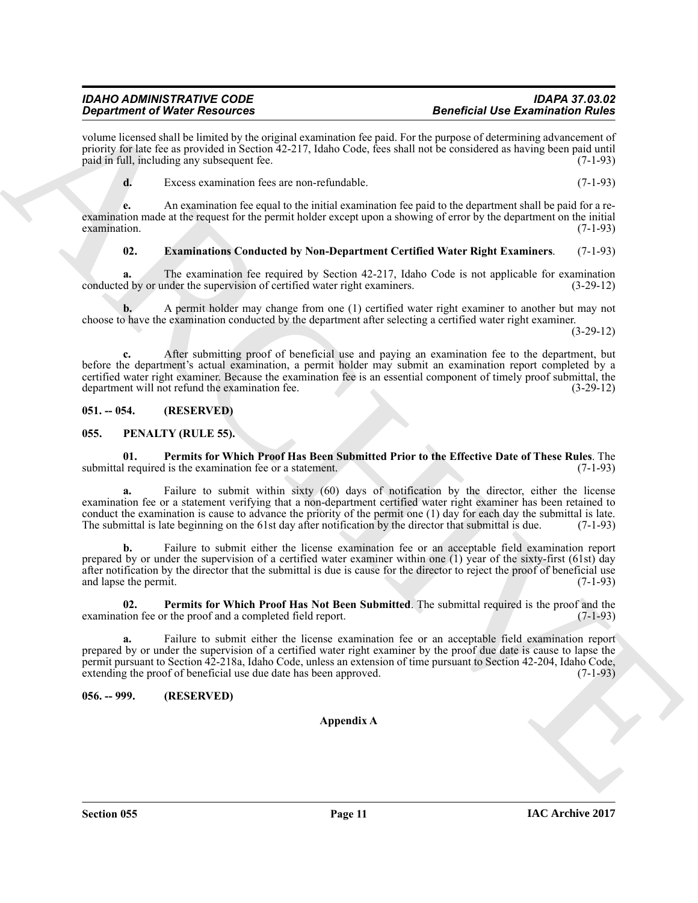volume licensed shall be limited by the original examination fee paid. For the purpose of determining advancement of priority for late fee as provided in Section 42-217, Idaho Code, fees shall not be considered as having been paid until paid in full, including any subsequent fee. (7-1-93)

**d.** Excess examination fees are non-refundable. (7-1-93)

**e.** An examination fee equal to the initial examination fee paid to the department shall be paid for a re-examination made at the request for the permit holder except upon a showing of error by the department on the initial examination. (7-1-93)

**02. Examinations Conducted by Non-Department Certified Water Right Examiners**. (7-1-93)

**a.** The examination fee required by Section 42-217, Idaho Code is not applicable for examination conducted by or under the supervision of certified water right examiners. (3-29-12)

**b.** A permit holder may change from one (1) certified water right examiner to another but may not choose to have the examination conducted by the department after selecting a certified water right examiner. (3-29-12)

**c.** After submitting proof of beneficial use and paying an examination fee to the department, but before the department's actual examination, a permit holder may submit an examination report completed by a certified water right examiner. Because the examination fee is an essential component of timely proof submittal, the department will not refund the examination fee. (3-29-12)

## 051. -- 054. (RESERVED)

## 055. PENALTY (RULE 55).

**01. Permits for Which Proof Has Been Submitted Prior to the Effective Date of These Rules**. The submittal required is the examination fee or a statement. (7-1-93)

**a.** Failure to submit within sixty (60) days of notification by the director, either the license examination fee or a statement verifying that a non-department certified water right examiner has been retained to conduct the examination is cause to advance the priority of the permit one (1) day for each day the submittal is late. The submittal is late beginning on the 61st day after notification by the director that submittal is due. (7-1-93)

**b.** Failure to submit either the license examination fee or an acceptable field examination report prepared by or under the supervision of a certified water examiner within one (1) year of the sixty-first (61st) day after notification by the director that the submittal is due is cause for the director to reject the proof of beneficial use and lapse the permit. (7-1-93)

**02. Permits for Which Proof Has Not Been Submitted**. The submittal required is the proof and the examination fee or the proof and a completed field report. (7-1-93)

**a.** Failure to submit either the license examination fee or an acceptable field examination report prepared by or under the supervision of a certified water right examiner by the proof due date is cause to lapse the permit pursuant to Section 42-218a, Idaho Code, unless an extension of time pursuant to Section 42-204, Idaho Code, extending the proof of beneficial use due date has been approved. (7-1-93)

## 056. -- 999. (RESERVED)

**Appendix A**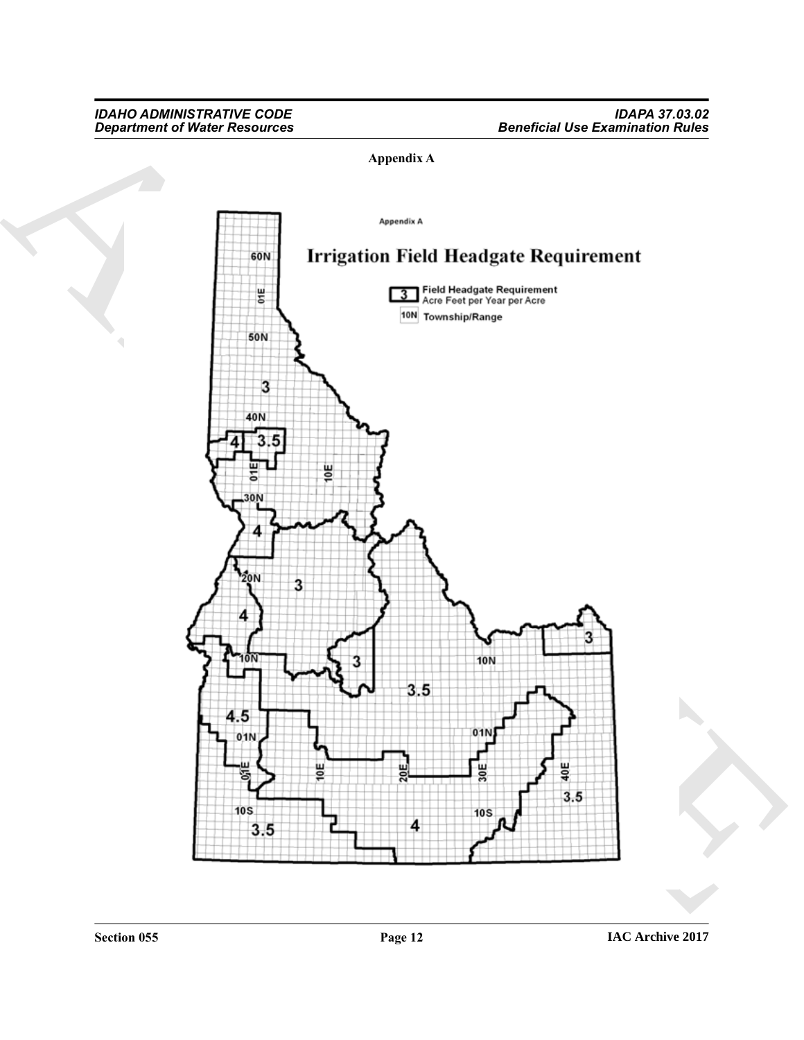**Appendix A**

Appendix A

# Irrigation Field Headgate Requirement

3 Field Headgate Requirement
Acre Feet per Year per Acre

10N Township/Range

60N

01E

50N

3

40N

4

3.5

01E

10E

30N

4

20N

3

4

3

10N

3

10N

3.5

4.5

01N

01N

01E

10E

20E

30E

40E

3.5

10S

10S

3.5

4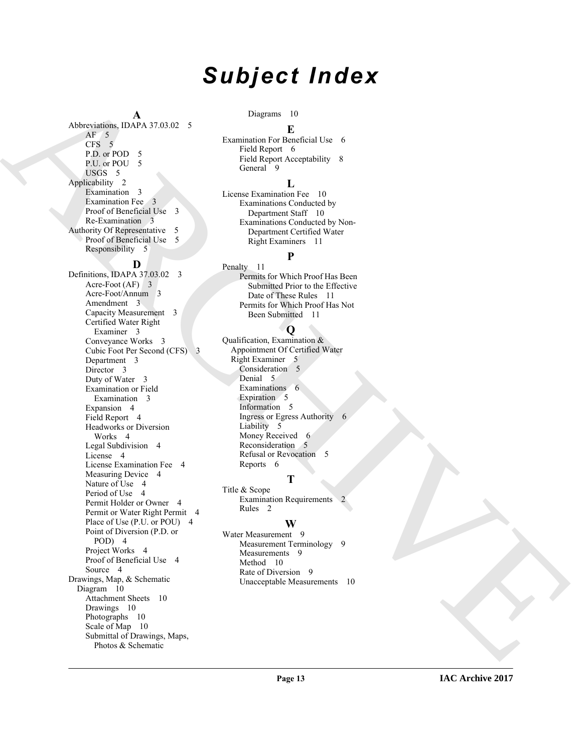# Subject Index

**A**

Abbreviations, IDAPA 37.03.02 5
- AF 5
- CFS 5
- P.D. or POD 5
- P.U. or POU 5
- USGS 5

Applicability 2
- Examination 3
- Examination Fee 3
- Proof of Beneficial Use 3
- Re-Examination 3

Authority Of Representative 5
- Proof of Beneficial Use 5
- Responsibility 5

**D**

Definitions, IDAPA 37.03.02 3
- Acre-Foot (AF) 3
- Acre-Foot/Annum 3
- Amendment 3
- Capacity Measurement 3
- Certified Water Right Examiner 3
- Conveyance Works 3
- Cubic Foot Per Second (CFS) 3
- Department 3
- Director 3
- Duty of Water 3
- Examination or Field Examination 3
- Expansion 4
- Field Report 4
- Headworks or Diversion Works 4
- Legal Subdivision 4
- License 4
- License Examination Fee 4
- Measuring Device 4
- Nature of Use 4
- Period of Use 4
- Permit Holder or Owner 4
- Permit or Water Right Permit 4
- Place of Use (P.U. or POU) 4
- Point of Diversion (P.D. or POD) 4
- Project Works 4
- Proof of Beneficial Use 4
- Source 4

Drawings, Map, & Schematic Diagram 10
- Attachment Sheets 10
- Drawings 10
- Photographs 10
- Scale of Map 10
- Submittal of Drawings, Maps, Photos & Schematic Diagrams 10

**E**

Examination For Beneficial Use 6
- Field Report 6
- Field Report Acceptability 8
- General 9

**L**

License Examination Fee 10
- Examinations Conducted by Department Staff 10
- Examinations Conducted by Non-Department Certified Water Right Examiners 11

**P**

Penalty 11
- Permits for Which Proof Has Been Submitted Prior to the Effective Date of These Rules 11
- Permits for Which Proof Has Not Been Submitted 11

**Q**

Qualification, Examination & Appointment Of Certified Water Right Examiner 5
- Consideration 5
- Denial 5
- Examinations 6
- Expiration 5
- Information 5
- Ingress or Egress Authority 6
- Liability 5
- Money Received 6
- Reconsideration 5
- Refusal or Revocation 5
- Reports 6

**T**

Title & Scope
- Examination Requirements 2
- Rules 2

**W**

Water Measurement 9
- Measurement Terminology 9
- Measurements 9
- Method 10
- Rate of Diversion 9
- Unacceptable Measurements 10